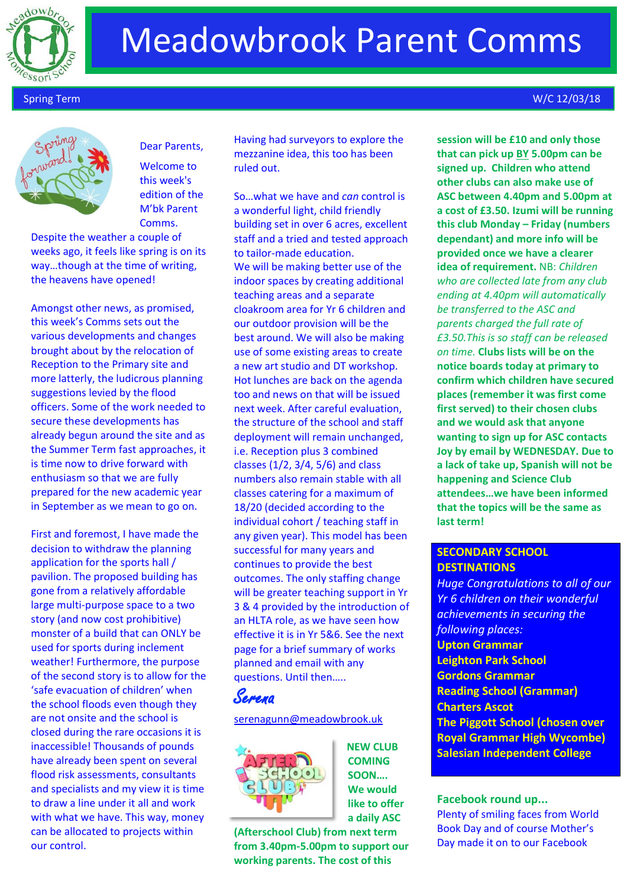# Meadowbrook Parent Comms

Spring Term W/C 12/03/18

Dear Parents,

Welcome to this week's edition of the M'bk Parent Comms. Despite the weather a couple of weeks ago, it feels like spring is on its way…though at the time of writing, the heavens have opened!

Amongst other news, as promised, this week's Comms sets out the various developments and changes brought about by the relocation of Reception to the Primary site and more latterly, the ludicrous planning suggestions levied by the flood officers. Some of the work needed to secure these developments has already begun around the site and as the Summer Term fast approaches, it is time now to drive forward with enthusiasm so that we are fully prepared for the new academic year in September as we mean to go on.

First and foremost, I have made the decision to withdraw the planning application for the sports hall / pavilion. The proposed building has gone from a relatively affordable large multi-purpose space to a two story (and now cost prohibitive) monster of a build that can ONLY be used for sports during inclement weather! Furthermore, the purpose of the second story is to allow for the 'safe evacuation of children' when the school floods even though they are not onsite and the school is closed during the rare occasions it is inaccessible! Thousands of pounds have already been spent on several flood risk assessments, consultants and specialists and my view it is time to draw a line under it all and work with what we have. This way, money can be allocated to projects within our control.

Having had surveyors to explore the mezzanine idea, this too has been ruled out.

So…what we have and *can* control is a wonderful light, child friendly building set in over 6 acres, excellent staff and a tried and tested approach to tailor-made education.

We will be making better use of the indoor spaces by creating additional teaching areas and a separate cloakroom area for Yr 6 children and our outdoor provision will be the best around. We will also be making use of some existing areas to create a new art studio and DT workshop. Hot lunches are back on the agenda too and news on that will be issued next week. After careful evaluation, the structure of the school and staff deployment will remain unchanged, i.e. Reception plus 3 combined classes (1/2, 3/4, 5/6) and class numbers also remain stable with all classes catering for a maximum of 18/20 (decided according to the individual cohort / teaching staff in any given year). This model has been successful for many years and continues to provide the best outcomes. The only staffing change will be greater teaching support in Yr 3 & 4 provided by the introduction of an HLTA role, as we have seen how effective it is in Yr 5&6. See the next page for a brief summary of works planned and email with any questions. Until then…..

*Serena*

serenagunn@meadowbrook.uk

**NEW CLUB COMING SOON…. We would like to offer a daily ASC (Afterschool Club) from next term from 3.40pm-5.00pm to support our working parents. The cost of this session will be £10 and only those that can pick up BY 5.00pm can be signed up. Children who attend other clubs can also make use of ASC between 4.40pm and 5.00pm at a cost of £3.50. Izumi will be running this club Monday – Friday (numbers dependant) and more info will be provided once we have a clearer idea of requirement.** NB: *Children who are collected late from any club ending at 4.40pm will automatically be transferred to the ASC and parents charged the full rate of £3.50. This is so staff can be released on time.* **Clubs lists will be on the notice boards today at primary to confirm which children have secured places (remember it was first come first served) to their chosen clubs and we would ask that anyone wanting to sign up for ASC contacts Joy by email by WEDNESDAY. Due to a lack of take up, Spanish will not be happening and Science Club attendees…we have been informed that the topics will be the same as last term!**

## SECONDARY SCHOOL DESTINATIONS

*Huge Congratulations to all of our Yr 6 children on their wonderful achievements in securing the following places:*

**Upton Grammar**
**Leighton Park School**
**Gordons Grammar**
**Reading School (Grammar)**
**Charters Ascot**
**The Piggott School (chosen over Royal Grammar High Wycombe)**
**Salesian Independent College**

**Facebook round up...**

Plenty of smiling faces from World Book Day and of course Mother's Day made it on to our Facebook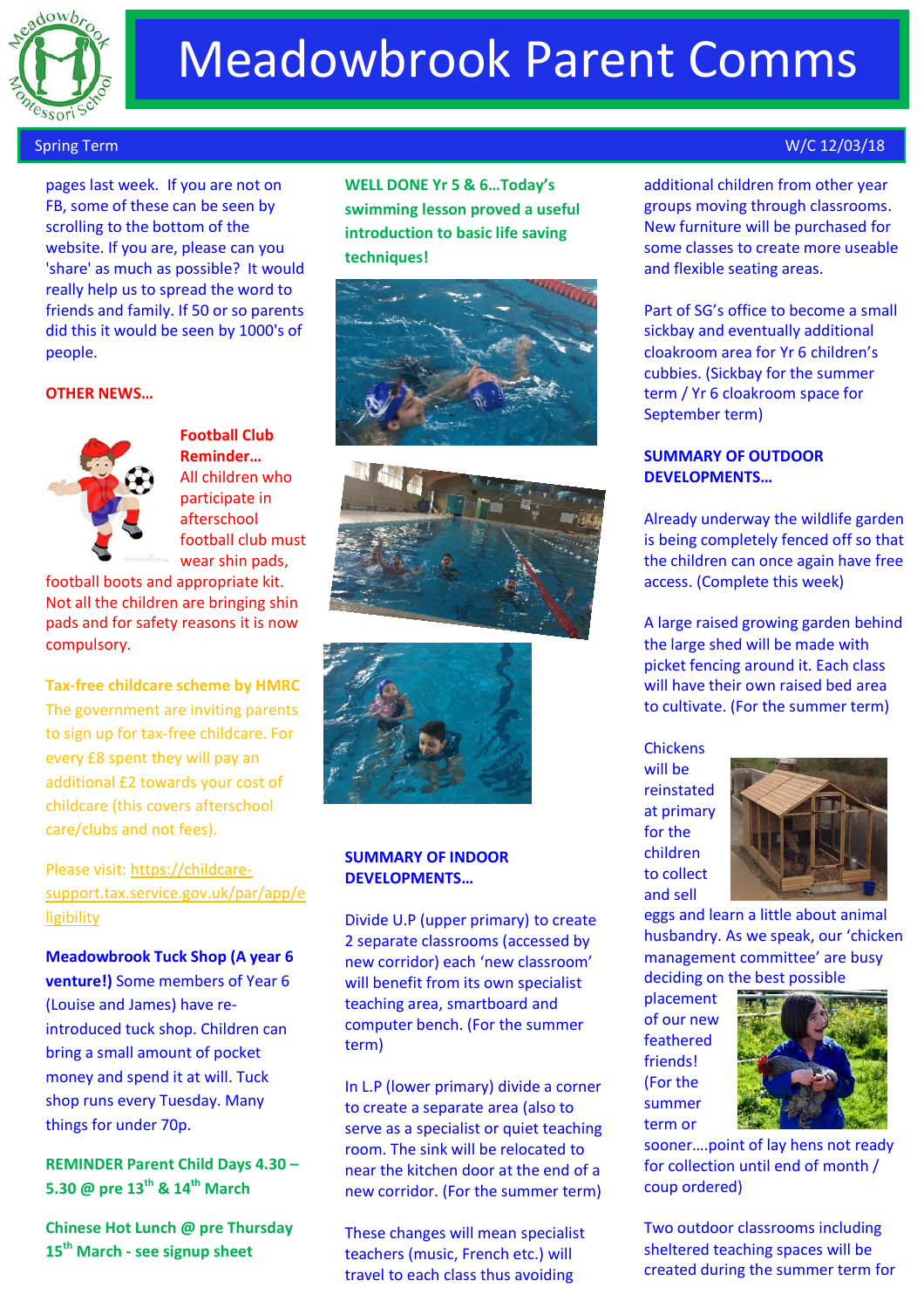# Meadowbrook Parent Comms

Spring Term W/C 12/03/18

pages last week. If you are not on FB, some of these can be seen by scrolling to the bottom of the website. If you are, please can you 'share' as much as possible? It would really help us to spread the word to friends and family. If 50 or so parents did this it would be seen by 1000's of people.

**OTHER NEWS…**

**Football Club Reminder…** All children who participate in afterschool football club must wear shin pads, football boots and appropriate kit. Not all the children are bringing shin pads and for safety reasons it is now compulsory.

**Tax-free childcare scheme by HMRC** The government are inviting parents to sign up for tax-free childcare. For every £8 spent they will pay an additional £2 towards your cost of childcare (this covers afterschool care/clubs and not fees).

Please visit: https://childcare-support.tax.service.gov.uk/par/app/eligibility

**Meadowbrook Tuck Shop (A year 6 venture!)** Some members of Year 6 (Louise and James) have re-introduced tuck shop. Children can bring a small amount of pocket money and spend it at will. Tuck shop runs every Tuesday. Many things for under 70p.

**REMINDER Parent Child Days 4.30 – 5.30 @ pre 13th & 14th March**

**Chinese Hot Lunch @ pre Thursday 15th March - see signup sheet**

**WELL DONE Yr 5 & 6…Today's swimming lesson proved a useful introduction to basic life saving techniques!**

**SUMMARY OF INDOOR DEVELOPMENTS…**

Divide U.P (upper primary) to create 2 separate classrooms (accessed by new corridor) each 'new classroom' will benefit from its own specialist teaching area, smartboard and computer bench. (For the summer term)

In L.P (lower primary) divide a corner to create a separate area (also to serve as a specialist or quiet teaching room. The sink will be relocated to near the kitchen door at the end of a new corridor. (For the summer term)

These changes will mean specialist teachers (music, French etc.) will travel to each class thus avoiding additional children from other year groups moving through classrooms. New furniture will be purchased for some classes to create more useable and flexible seating areas.

Part of SG's office to become a small sickbay and eventually additional cloakroom area for Yr 6 children's cubbies. (Sickbay for the summer term / Yr 6 cloakroom space for September term)

**SUMMARY OF OUTDOOR DEVELOPMENTS…**

Already underway the wildlife garden is being completely fenced off so that the children can once again have free access. (Complete this week)

A large raised growing garden behind the large shed will be made with picket fencing around it. Each class will have their own raised bed area to cultivate. (For the summer term)

Chickens will be reinstated at primary for the children to collect and sell eggs and learn a little about animal husbandry. As we speak, our 'chicken management committee' are busy deciding on the best possible placement of our new feathered friends! (For the summer term or sooner….point of lay hens not ready for collection until end of month / coup ordered)

Two outdoor classrooms including sheltered teaching spaces will be created during the summer term for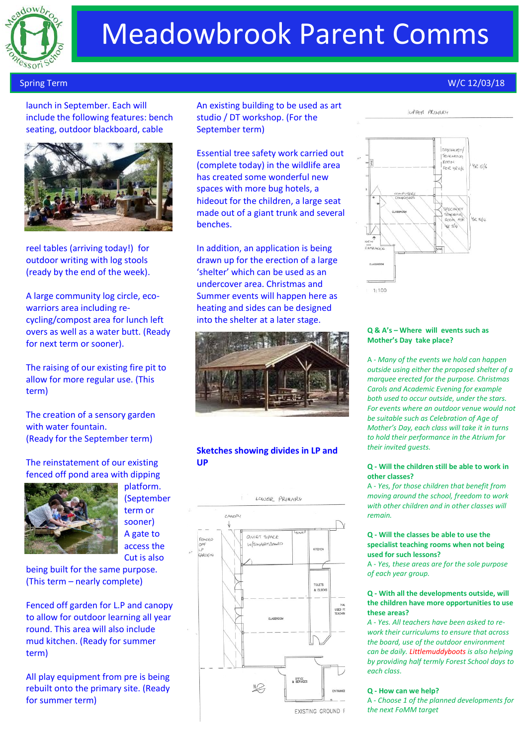# Meadowbrook Parent Comms

Spring Term — W/C 12/03/18

launch in September. Each will include the following features: bench seating, outdoor blackboard, cable reel tables (arriving today!) for outdoor writing with log stools (ready by the end of the week).

A large community log circle, eco-warriors area including re-cycling/compost area for lunch left overs as well as a water butt. (Ready for next term or sooner).

The raising of our existing fire pit to allow for more regular use. (This term)

The creation of a sensory garden with water fountain.
(Ready for the September term)

The reinstatement of our existing fenced off pond area with dipping platform. (September term or sooner) A gate to access the Cut is also being built for the same purpose. (This term – nearly complete)

Fenced off garden for L.P and canopy to allow for outdoor learning all year round. This area will also include mud kitchen. (Ready for summer term)

All play equipment from pre is being rebuilt onto the primary site. (Ready for summer term)

An existing building to be used as art studio / DT workshop. (For the September term)

Essential tree safety work carried out (complete today) in the wildlife area has created some wonderful new spaces with more bug hotels, a hideout for the children, a large seat made out of a giant trunk and several benches.

In addition, an application is being drawn up for the erection of a large 'shelter' which can be used as an undercover area. Christmas and Summer events will happen here as heating and sides can be designed into the shelter at a later stage.

**Sketches showing divides in LP and UP**

LOWER PRIMARY

CANOPY

FENCED OFF LP GARDEN

QUIET SPACE W/SMARTBOARD

SINK

KITCHEN

TOILETS & CLOCKS

CLASSROOM

OFFICE & SERVICES

ENTRANCE

EXISTING GROUND F

UPPER PRIMARY

SPECIALIST TEACHING ROOM FOR YR 5/6

YR 5/6

COMPUTERS

CLASSROOM

SPECIALIST TEACHING ROOM FOR YR 3/4

YR 3/4

ENTRANCE

CLASSROOM

1:100

**Q & A's – Where will events such as Mother's Day take place?**

*A - Many of the events we hold can happen outside using either the proposed shelter of a marquee erected for the purpose. Christmas Carols and Academic Evening for example both used to occur outside, under the stars. For events where an outdoor venue would not be suitable such as Celebration of Age of Mother's Day, each class will take it in turns to hold their performance in the Atrium for their invited guests.*

**Q - Will the children still be able to work in other classes?**

*A - Yes, for those children that benefit from moving around the school, freedom to work with other children and in other classes will remain.*

**Q - Will the classes be able to use the specialist teaching rooms when not being used for such lessons?**

*A - Yes, these areas are for the sole purpose of each year group.*

**Q - With all the developments outside, will the children have more opportunities to use these areas?**

*A - Yes. All teachers have been asked to re-work their curriculums to ensure that across the board, use of the outdoor environment can be daily. Littlemuddyboots is also helping by providing half termly Forest School days to each class.*

**Q - How can we help?**

*A - Choose 1 of the planned developments for the next FoMM target*